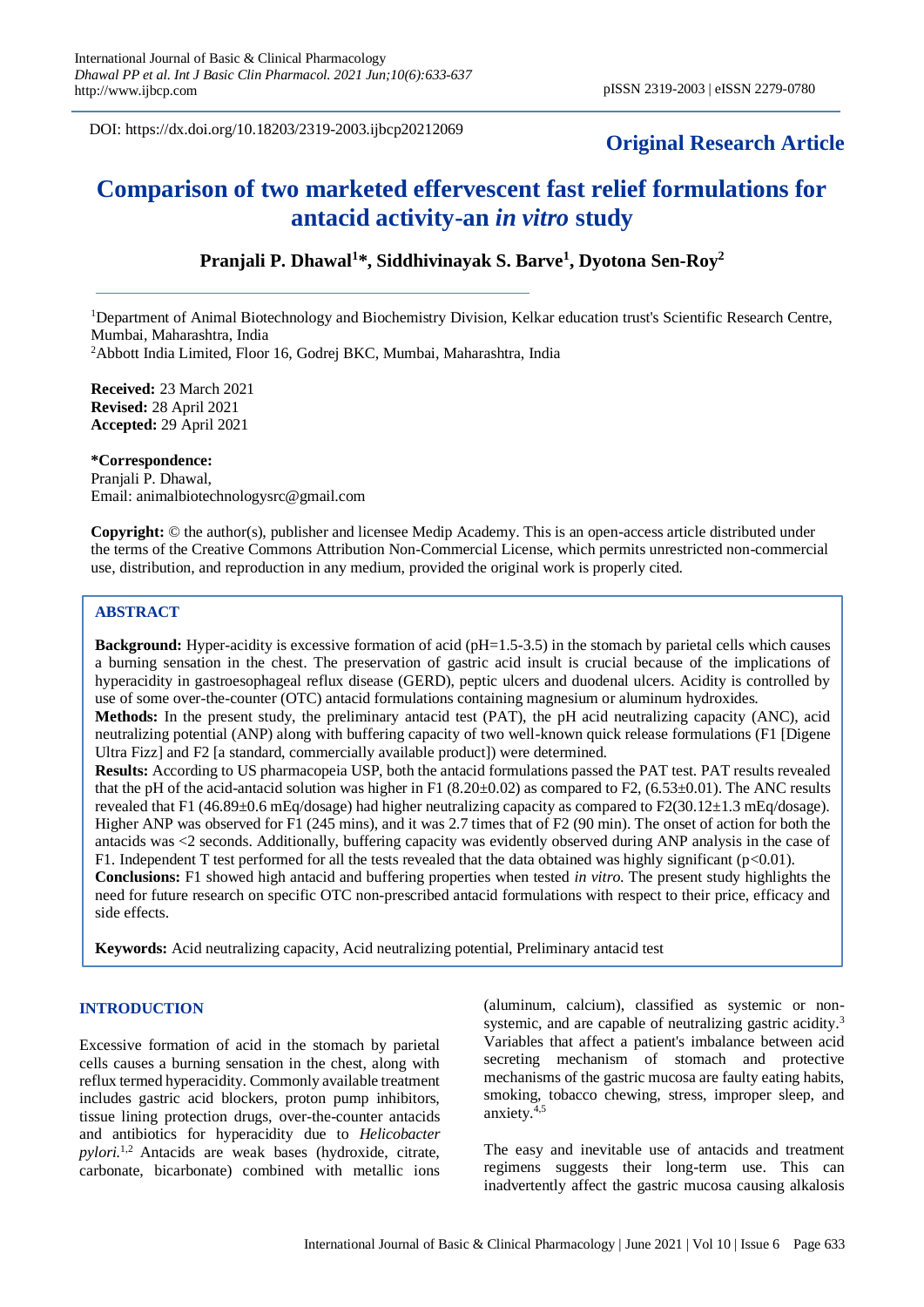DOI: https://dx.doi.org/10.18203/2319-2003.ijbcp20212069

**Original Research Article**

# Comparison of two marketed effervescent fast relief formulations for antacid activity-an *in vitro* study

**Pranjali P. Dhawal[1]*, Siddhivinayak S. Barve[1], Dyotona Sen-Roy[2]**

[1]Department of Animal Biotechnology and Biochemistry Division, Kelkar education trust's Scientific Research Centre, Mumbai, Maharashtra, India

[2]Abbott India Limited, Floor 16, Godrej BKC, Mumbai, Maharashtra, India

**Received:** 23 March 2021
**Revised:** 28 April 2021
**Accepted:** 29 April 2021

**\*Correspondence:**
Pranjali P. Dhawal,
Email: animalbiotechnologysrc@gmail.com

**Copyright:** © the author(s), publisher and licensee Medip Academy. This is an open-access article distributed under the terms of the Creative Commons Attribution Non-Commercial License, which permits unrestricted non-commercial use, distribution, and reproduction in any medium, provided the original work is properly cited.

## ABSTRACT

**Background:** Hyper-acidity is excessive formation of acid (pH=1.5-3.5) in the stomach by parietal cells which causes a burning sensation in the chest. The preservation of gastric acid insult is crucial because of the implications of hyperacidity in gastroesophageal reflux disease (GERD), peptic ulcers and duodenal ulcers. Acidity is controlled by use of some over-the-counter (OTC) antacid formulations containing magnesium or aluminum hydroxides.

**Methods:** In the present study, the preliminary antacid test (PAT), the pH acid neutralizing capacity (ANC), acid neutralizing potential (ANP) along with buffering capacity of two well-known quick release formulations (F1 [Digene Ultra Fizz] and F2 [a standard, commercially available product]) were determined.

**Results:** According to US pharmacopeia USP, both the antacid formulations passed the PAT test. PAT results revealed that the pH of the acid-antacid solution was higher in F1 (8.20±0.02) as compared to F2, (6.53±0.01). The ANC results revealed that F1 (46.89±0.6 mEq/dosage) had higher neutralizing capacity as compared to F2(30.12±1.3 mEq/dosage). Higher ANP was observed for F1 (245 mins), and it was 2.7 times that of F2 (90 min). The onset of action for both the antacids was <2 seconds. Additionally, buffering capacity was evidently observed during ANP analysis in the case of F1. Independent T test performed for all the tests revealed that the data obtained was highly significant ($p<0.01$).

**Conclusions:** F1 showed high antacid and buffering properties when tested *in vitro*. The present study highlights the need for future research on specific OTC non-prescribed antacid formulations with respect to their price, efficacy and side effects.

**Keywords:** Acid neutralizing capacity, Acid neutralizing potential, Preliminary antacid test

## INTRODUCTION

Excessive formation of acid in the stomach by parietal cells causes a burning sensation in the chest, along with reflux termed hyperacidity. Commonly available treatment includes gastric acid blockers, proton pump inhibitors, tissue lining protection drugs, over-the-counter antacids and antibiotics for hyperacidity due to *Helicobacter pylori*.[1,2] Antacids are weak bases (hydroxide, citrate, carbonate, bicarbonate) combined with metallic ions (aluminum, calcium), classified as systemic or non-systemic, and are capable of neutralizing gastric acidity.[3] Variables that affect a patient's imbalance between acid secreting mechanism of stomach and protective mechanisms of the gastric mucosa are faulty eating habits, smoking, tobacco chewing, stress, improper sleep, and anxiety.[4,5]

The easy and inevitable use of antacids and treatment regimens suggests their long-term use. This can inadvertently affect the gastric mucosa causing alkalosis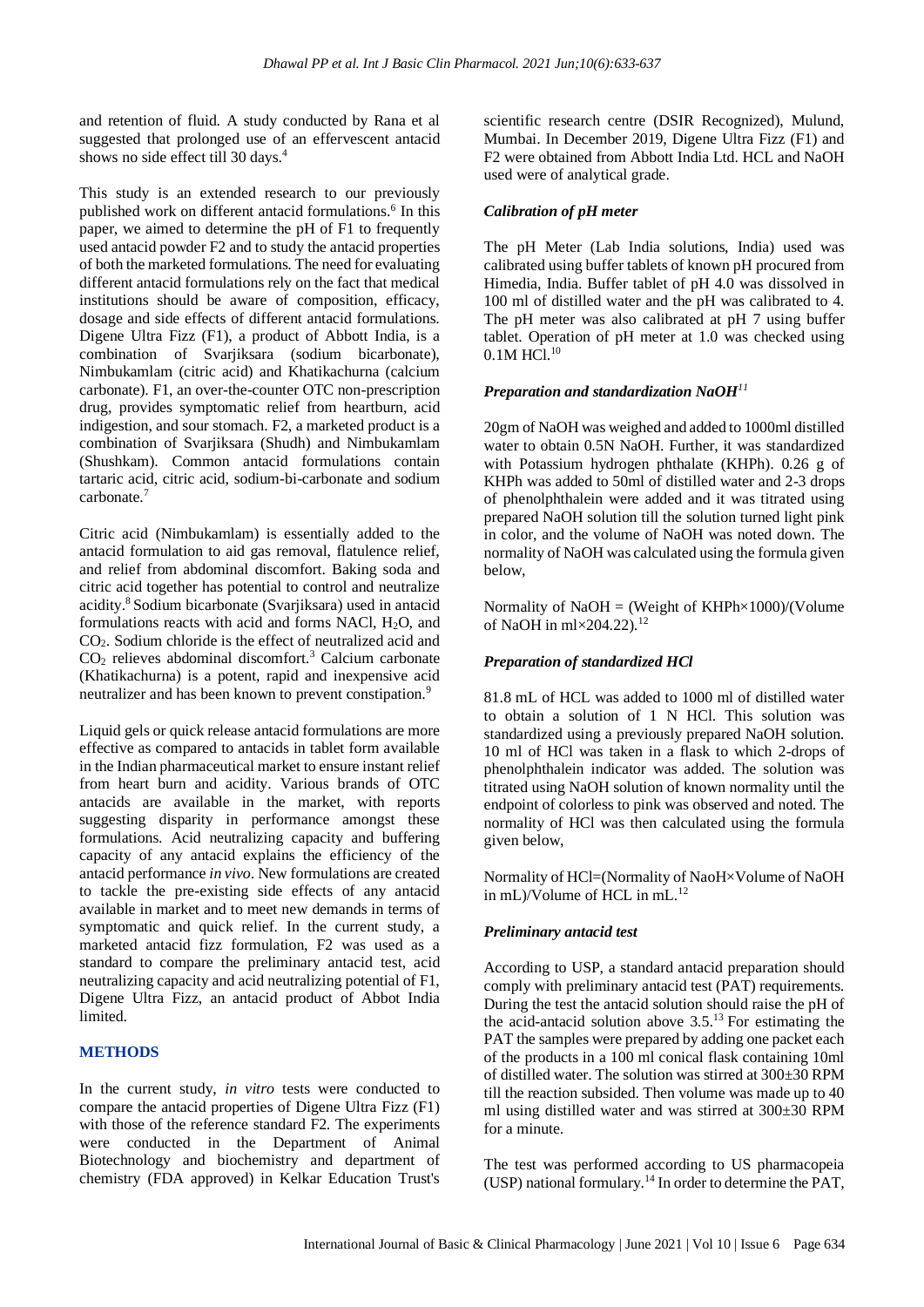and retention of fluid. A study conducted by Rana et al suggested that prolonged use of an effervescent antacid shows no side effect till 30 days.[4]

This study is an extended research to our previously published work on different antacid formulations.[6] In this paper, we aimed to determine the pH of F1 to frequently used antacid powder F2 and to study the antacid properties of both the marketed formulations. The need for evaluating different antacid formulations rely on the fact that medical institutions should be aware of composition, efficacy, dosage and side effects of different antacid formulations. Digene Ultra Fizz (F1), a product of Abbott India, is a combination of Svarjiksara (sodium bicarbonate), Nimbukamlam (citric acid) and Khatikachurna (calcium carbonate). F1, an over-the-counter OTC non-prescription drug, provides symptomatic relief from heartburn, acid indigestion, and sour stomach. F2, a marketed product is a combination of Svarjiksara (Shudh) and Nimbukamlam (Shushkam). Common antacid formulations contain tartaric acid, citric acid, sodium-bi-carbonate and sodium carbonate.[7]

Citric acid (Nimbukamlam) is essentially added to the antacid formulation to aid gas removal, flatulence relief, and relief from abdominal discomfort. Baking soda and citric acid together has potential to control and neutralize acidity.[8] Sodium bicarbonate (Svarjiksara) used in antacid formulations reacts with acid and forms NaCl, $H_2O$, and $CO_2$. Sodium chloride is the effect of neutralized acid and $CO_2$ relieves abdominal discomfort.[3] Calcium carbonate (Khatikachurna) is a potent, rapid and inexpensive acid neutralizer and has been known to prevent constipation.[9]

Liquid gels or quick release antacid formulations are more effective as compared to antacids in tablet form available in the Indian pharmaceutical market to ensure instant relief from heart burn and acidity. Various brands of OTC antacids are available in the market, with reports suggesting disparity in performance amongst these formulations. Acid neutralizing capacity and buffering capacity of any antacid explains the efficiency of the antacid performance *in vivo*. New formulations are created to tackle the pre-existing side effects of any antacid available in market and to meet new demands in terms of symptomatic and quick relief. In the current study, a marketed antacid fizz formulation, F2 was used as a standard to compare the preliminary antacid test, acid neutralizing capacity and acid neutralizing potential of F1, Digene Ultra Fizz, an antacid product of Abbot India limited.

## METHODS

In the current study, *in vitro* tests were conducted to compare the antacid properties of Digene Ultra Fizz (F1) with those of the reference standard F2. The experiments were conducted in the Department of Animal Biotechnology and biochemistry and department of chemistry (FDA approved) in Kelkar Education Trust's scientific research centre (DSIR Recognized), Mulund, Mumbai. In December 2019, Digene Ultra Fizz (F1) and F2 were obtained from Abbott India Ltd. HCL and NaOH used were of analytical grade.

### *Calibration of pH meter*

The pH Meter (Lab India solutions, India) used was calibrated using buffer tablets of known pH procured from Himedia, India. Buffer tablet of pH 4.0 was dissolved in 100 ml of distilled water and the pH was calibrated to 4. The pH meter was also calibrated at pH 7 using buffer tablet. Operation of pH meter at 1.0 was checked using 0.1M HCl.[10]

### *Preparation and standardization NaOH*[11]

20gm of NaOH was weighed and added to 1000ml distilled water to obtain 0.5N NaOH. Further, it was standardized with Potassium hydrogen phthalate (KHPh). 0.26 g of KHPh was added to 50ml of distilled water and 2-3 drops of phenolphthalein were added and it was titrated using prepared NaOH solution till the solution turned light pink in color, and the volume of NaOH was noted down. The normality of NaOH was calculated using the formula given below,

Normality of NaOH = (Weight of KHPh×1000)/(Volume of NaOH in ml×204.22).[12]

### *Preparation of standardized HCl*

81.8 mL of HCL was added to 1000 ml of distilled water to obtain a solution of 1 N HCl. This solution was standardized using a previously prepared NaOH solution. 10 ml of HCl was taken in a flask to which 2-drops of phenolphthalein indicator was added. The solution was titrated using NaOH solution of known normality until the endpoint of colorless to pink was observed and noted. The normality of HCl was then calculated using the formula given below,

Normality of HCl=(Normality of NaoH×Volume of NaOH in mL)/Volume of HCL in mL.[12]

### *Preliminary antacid test*

According to USP, a standard antacid preparation should comply with preliminary antacid test (PAT) requirements. During the test the antacid solution should raise the pH of the acid-antacid solution above 3.5.[13] For estimating the PAT the samples were prepared by adding one packet each of the products in a 100 ml conical flask containing 10ml of distilled water. The solution was stirred at 300±30 RPM till the reaction subsided. Then volume was made up to 40 ml using distilled water and was stirred at 300±30 RPM for a minute.

The test was performed according to US pharmacopeia (USP) national formulary.[14] In order to determine the PAT,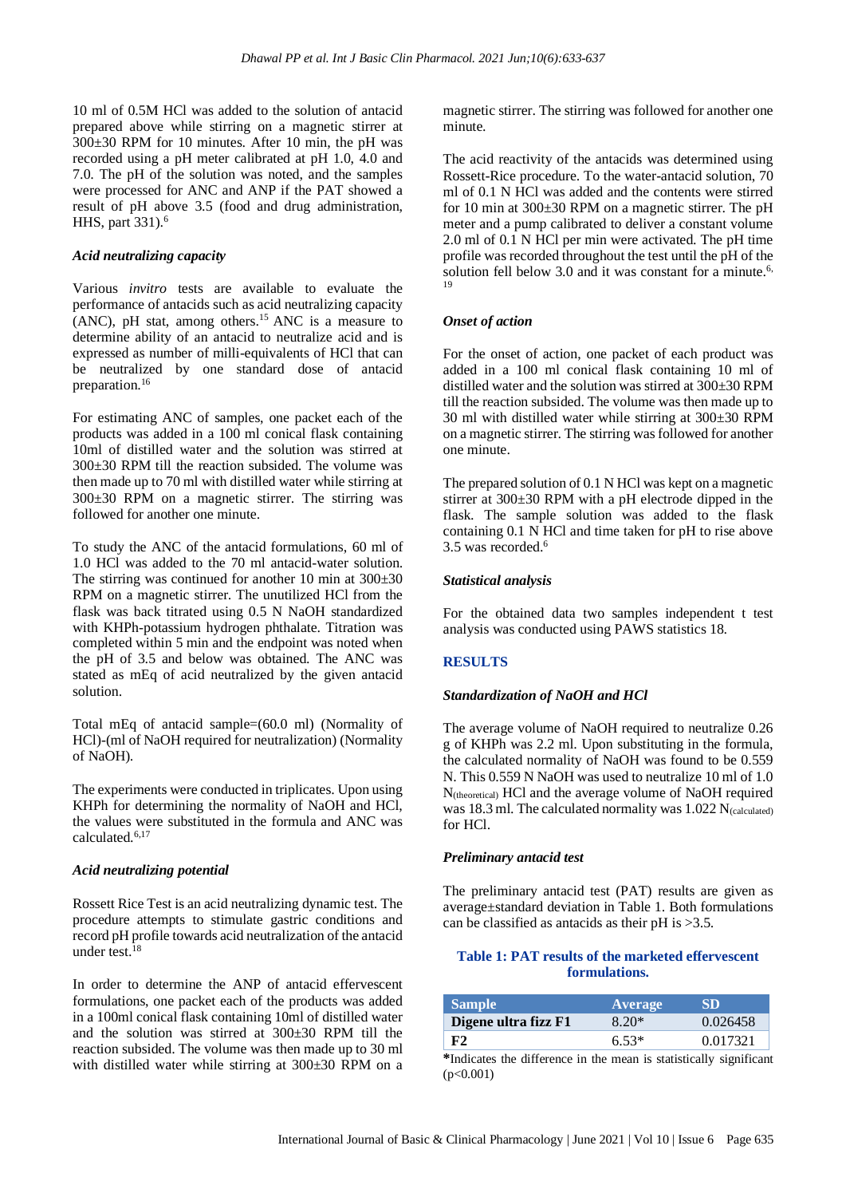10 ml of 0.5M HCl was added to the solution of antacid prepared above while stirring on a magnetic stirrer at 300±30 RPM for 10 minutes. After 10 min, the pH was recorded using a pH meter calibrated at pH 1.0, 4.0 and 7.0. The pH of the solution was noted, and the samples were processed for ANC and ANP if the PAT showed a result of pH above 3.5 (food and drug administration, HHS, part 331).[6]

### *Acid neutralizing capacity*

Various *invitro* tests are available to evaluate the performance of antacids such as acid neutralizing capacity (ANC), pH stat, among others.[15] ANC is a measure to determine ability of an antacid to neutralize acid and is expressed as number of milli-equivalents of HCl that can be neutralized by one standard dose of antacid preparation.[16]

For estimating ANC of samples, one packet each of the products was added in a 100 ml conical flask containing 10ml of distilled water and the solution was stirred at 300±30 RPM till the reaction subsided. The volume was then made up to 70 ml with distilled water while stirring at 300±30 RPM on a magnetic stirrer. The stirring was followed for another one minute.

To study the ANC of the antacid formulations, 60 ml of 1.0 HCl was added to the 70 ml antacid-water solution. The stirring was continued for another 10 min at 300±30 RPM on a magnetic stirrer. The unutilized HCl from the flask was back titrated using 0.5 N NaOH standardized with KHPh-potassium hydrogen phthalate. Titration was completed within 5 min and the endpoint was noted when the pH of 3.5 and below was obtained. The ANC was stated as mEq of acid neutralized by the given antacid solution.

Total mEq of antacid sample=(60.0 ml) (Normality of HCl)-(ml of NaOH required for neutralization) (Normality of NaOH).

The experiments were conducted in triplicates. Upon using KHPh for determining the normality of NaOH and HCl, the values were substituted in the formula and ANC was calculated.[6,17]

### *Acid neutralizing potential*

Rossett Rice Test is an acid neutralizing dynamic test. The procedure attempts to stimulate gastric conditions and record pH profile towards acid neutralization of the antacid under test.[18]

In order to determine the ANP of antacid effervescent formulations, one packet each of the products was added in a 100ml conical flask containing 10ml of distilled water and the solution was stirred at 300±30 RPM till the reaction subsided. The volume was then made up to 30 ml with distilled water while stirring at 300±30 RPM on a magnetic stirrer. The stirring was followed for another one minute.

The acid reactivity of the antacids was determined using Rossett-Rice procedure. To the water-antacid solution, 70 ml of 0.1 N HCl was added and the contents were stirred for 10 min at 300±30 RPM on a magnetic stirrer. The pH meter and a pump calibrated to deliver a constant volume 2.0 ml of 0.1 N HCl per min were activated. The pH time profile was recorded throughout the test until the pH of the solution fell below 3.0 and it was constant for a minute.[6,19]

### *Onset of action*

For the onset of action, one packet of each product was added in a 100 ml conical flask containing 10 ml of distilled water and the solution was stirred at 300±30 RPM till the reaction subsided. The volume was then made up to 30 ml with distilled water while stirring at 300±30 RPM on a magnetic stirrer. The stirring was followed for another one minute.

The prepared solution of 0.1 N HCl was kept on a magnetic stirrer at 300±30 RPM with a pH electrode dipped in the flask. The sample solution was added to the flask containing 0.1 N HCl and time taken for pH to rise above 3.5 was recorded.[6]

### *Statistical analysis*

For the obtained data two samples independent t test analysis was conducted using PAWS statistics 18.

## RESULTS

### *Standardization of NaOH and HCl*

The average volume of NaOH required to neutralize 0.26 g of KHPh was 2.2 ml. Upon substituting in the formula, the calculated normality of NaOH was found to be 0.559 N. This 0.559 N NaOH was used to neutralize 10 ml of 1.0 $N_{(theoretical)}$ HCl and the average volume of NaOH required was 18.3 ml. The calculated normality was 1.022 $N_{(calculated)}$ for HCl.

### *Preliminary antacid test*

The preliminary antacid test (PAT) results are given as average±standard deviation in Table 1. Both formulations can be classified as antacids as their pH is >3.5.

**Table 1: PAT results of the marketed effervescent formulations.**

| Sample | Average | SD |
| --- | --- | --- |
| Digene ultra fizz F1 | 8.20* | 0.026458 |
| F2 | 6.53* | 0.017321 |

*Indicates the difference in the mean is statistically significant ($p<0.001$)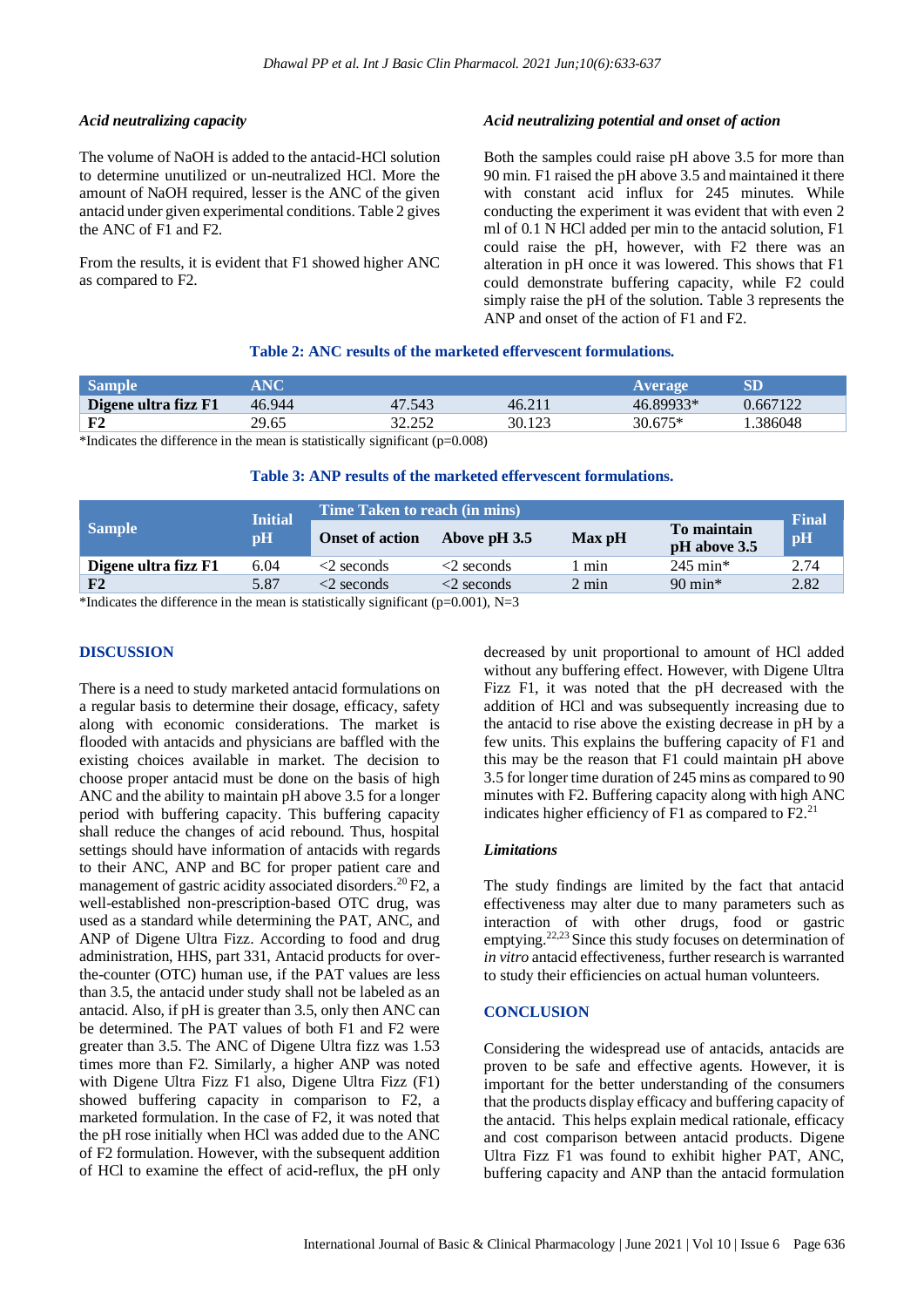### Acid neutralizing capacity

The volume of NaOH is added to the antacid-HCl solution to determine unutilized or un-neutralized HCl. More the amount of NaOH required, lesser is the ANC of the given antacid under given experimental conditions. Table 2 gives the ANC of F1 and F2.

From the results, it is evident that F1 showed higher ANC as compared to F2.

### Acid neutralizing potential and onset of action

Both the samples could raise pH above 3.5 for more than 90 min. F1 raised the pH above 3.5 and maintained it there with constant acid influx for 245 minutes. While conducting the experiment it was evident that with even 2 ml of 0.1 N HCl added per min to the antacid solution, F1 could raise the pH, however, with F2 there was an alteration in pH once it was lowered. This shows that F1 could demonstrate buffering capacity, while F2 could simply raise the pH of the solution. Table 3 represents the ANP and onset of the action of F1 and F2.

**Table 2: ANC results of the marketed effervescent formulations.**

| Sample | ANC | | | Average | SD |
|---|---|---|---|---|---|
| **Digene ultra fizz F1** | 46.944 | 47.543 | 46.211 | 46.89933* | 0.667122 |
| **F2** | 29.65 | 32.252 | 30.123 | 30.675* | 1.386048 |

*Indicates the difference in the mean is statistically significant (p=0.008)

**Table 3: ANP results of the marketed effervescent formulations.**

| Sample | Initial pH | Time Taken to reach (in mins) | | | | Final pH |
|---|---|---|---|---|---|---|
| | | Onset of action | Above pH 3.5 | Max pH | To maintain pH above 3.5 | |
| **Digene ultra fizz F1** | 6.04 | <2 seconds | <2 seconds | 1 min | 245 min* | 2.74 |
| **F2** | 5.87 | <2 seconds | <2 seconds | 2 min | 90 min* | 2.82 |

*Indicates the difference in the mean is statistically significant (p=0.001), N=3

## DISCUSSION

There is a need to study marketed antacid formulations on a regular basis to determine their dosage, efficacy, safety along with economic considerations. The market is flooded with antacids and physicians are baffled with the existing choices available in market. The decision to choose proper antacid must be done on the basis of high ANC and the ability to maintain pH above 3.5 for a longer period with buffering capacity. This buffering capacity shall reduce the changes of acid rebound. Thus, hospital settings should have information of antacids with regards to their ANC, ANP and BC for proper patient care and management of gastric acidity associated disorders.[20] F2, a well-established non-prescription-based OTC drug, was used as a standard while determining the PAT, ANC, and ANP of Digene Ultra Fizz. According to food and drug administration, HHS, part 331, Antacid products for over-the-counter (OTC) human use, if the PAT values are less than 3.5, the antacid under study shall not be labeled as an antacid. Also, if pH is greater than 3.5, only then ANC can be determined. The PAT values of both F1 and F2 were greater than 3.5. The ANC of Digene Ultra fizz was 1.53 times more than F2. Similarly, a higher ANP was noted with Digene Ultra Fizz F1 also, Digene Ultra Fizz (F1) showed buffering capacity in comparison to F2, a marketed formulation. In the case of F2, it was noted that the pH rose initially when HCl was added due to the ANC of F2 formulation. However, with the subsequent addition of HCl to examine the effect of acid-reflux, the pH only decreased by unit proportional to amount of HCl added without any buffering effect. However, with Digene Ultra Fizz F1, it was noted that the pH decreased with the addition of HCl and was subsequently increasing due to the antacid to rise above the existing decrease in pH by a few units. This explains the buffering capacity of F1 and this may be the reason that F1 could maintain pH above 3.5 for longer time duration of 245 mins as compared to 90 minutes with F2. Buffering capacity along with high ANC indicates higher efficiency of F1 as compared to F2.[21]

### Limitations

The study findings are limited by the fact that antacid effectiveness may alter due to many parameters such as interaction of with other drugs, food or gastric emptying.[22,23] Since this study focuses on determination of *in vitro* antacid effectiveness, further research is warranted to study their efficiencies on actual human volunteers.

## CONCLUSION

Considering the widespread use of antacids, antacids are proven to be safe and effective agents. However, it is important for the better understanding of the consumers that the products display efficacy and buffering capacity of the antacid. This helps explain medical rationale, efficacy and cost comparison between antacid products. Digene Ultra Fizz F1 was found to exhibit higher PAT, ANC, buffering capacity and ANP than the antacid formulation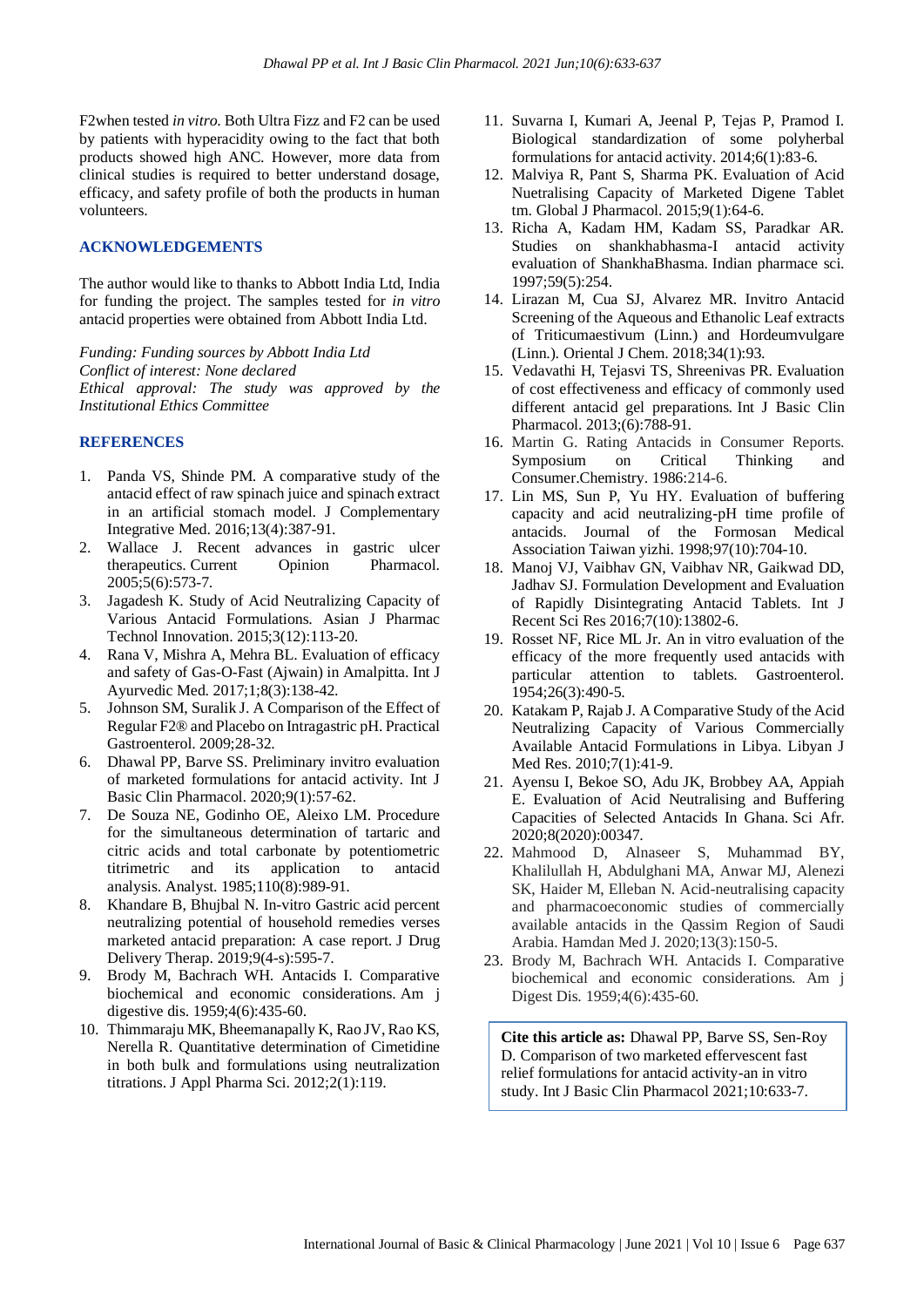F2when tested *in vitro*. Both Ultra Fizz and F2 can be used by patients with hyperacidity owing to the fact that both products showed high ANC. However, more data from clinical studies is required to better understand dosage, efficacy, and safety profile of both the products in human volunteers.

## ACKNOWLEDGEMENTS

The author would like to thanks to Abbott India Ltd, India for funding the project. The samples tested for *in vitro* antacid properties were obtained from Abbott India Ltd.

*Funding: Funding sources by Abbott India Ltd*
*Conflict of interest: None declared*
*Ethical approval: The study was approved by the Institutional Ethics Committee*

## REFERENCES

1. Panda VS, Shinde PM. A comparative study of the antacid effect of raw spinach juice and spinach extract in an artificial stomach model. J Complementary Integrative Med. 2016;13(4):387-91.
2. Wallace J. Recent advances in gastric ulcer therapeutics. Current Opinion Pharmacol. 2005;5(6):573-7.
3. Jagadesh K. Study of Acid Neutralizing Capacity of Various Antacid Formulations. Asian J Pharmac Technol Innovation. 2015;3(12):113-20.
4. Rana V, Mishra A, Mehra BL. Evaluation of efficacy and safety of Gas-O-Fast (Ajwain) in Amalpitta. Int J Ayurvedic Med. 2017;1;8(3):138-42.
5. Johnson SM, Suralik J. A Comparison of the Effect of Regular F2® and Placebo on Intragastric pH. Practical Gastroenterol. 2009;28-32.
6. Dhawal PP, Barve SS. Preliminary invitro evaluation of marketed formulations for antacid activity. Int J Basic Clin Pharmacol. 2020;9(1):57-62.
7. De Souza NE, Godinho OE, Aleixo LM. Procedure for the simultaneous determination of tartaric and citric acids and total carbonate by potentiometric titrimetric and its application to antacid analysis. Analyst. 1985;110(8):989-91.
8. Khandare B, Bhujbal N. In-vitro Gastric acid percent neutralizing potential of household remedies verses marketed antacid preparation: A case report. J Drug Delivery Therap. 2019;9(4-s):595-7.
9. Brody M, Bachrach WH. Antacids I. Comparative biochemical and economic considerations. Am j digestive dis. 1959;4(6):435-60.
10. Thimmaraju MK, Bheemanapally K, Rao JV, Rao KS, Nerella R. Quantitative determination of Cimetidine in both bulk and formulations using neutralization titrations. J Appl Pharma Sci. 2012;2(1):119.
11. Suvarna I, Kumari A, Jeenal P, Tejas P, Pramod I. Biological standardization of some polyherbal formulations for antacid activity. 2014;6(1):83-6.
12. Malviya R, Pant S, Sharma PK. Evaluation of Acid Nuetralising Capacity of Marketed Digene Tablet tm. Global J Pharmacol. 2015;9(1):64-6.
13. Richa A, Kadam HM, Kadam SS, Paradkar AR. Studies on shankhabhasma-I antacid activity evaluation of ShankhaBhasma. Indian pharmace sci. 1997;59(5):254.
14. Lirazan M, Cua SJ, Alvarez MR. Invitro Antacid Screening of the Aqueous and Ethanolic Leaf extracts of Triticumaestivum (Linn.) and Hordeumvulgare (Linn.). Oriental J Chem. 2018;34(1):93.
15. Vedavathi H, Tejasvi TS, Shreenivas PR. Evaluation of cost effectiveness and efficacy of commonly used different antacid gel preparations. Int J Basic Clin Pharmacol. 2013;(6):788-91.
16. Martin G. Rating Antacids in Consumer Reports. Symposium on Critical Thinking and Consumer.Chemistry. 1986:214-6.
17. Lin MS, Sun P, Yu HY. Evaluation of buffering capacity and acid neutralizing-pH time profile of antacids. Journal of the Formosan Medical Association Taiwan yizhi. 1998;97(10):704-10.
18. Manoj VJ, Vaibhav GN, Vaibhav NR, Gaikwad DD, Jadhav SJ. Formulation Development and Evaluation of Rapidly Disintegrating Antacid Tablets. Int J Recent Sci Res 2016;7(10):13802-6.
19. Rosset NF, Rice ML Jr. An in vitro evaluation of the efficacy of the more frequently used antacids with particular attention to tablets. Gastroenterol. 1954;26(3):490-5.
20. Katakam P, Rajab J. A Comparative Study of the Acid Neutralizing Capacity of Various Commercially Available Antacid Formulations in Libya. Libyan J Med Res. 2010;7(1):41-9.
21. Ayensu I, Bekoe SO, Adu JK, Brobbey AA, Appiah E. Evaluation of Acid Neutralising and Buffering Capacities of Selected Antacids In Ghana. Sci Afr. 2020;8(2020):00347.
22. Mahmood D, Alnaseer S, Muhammad BY, Khalilullah H, Abdulghani MA, Anwar MJ, Alenezi SK, Haider M, Elleban N. Acid-neutralising capacity and pharmacoeconomic studies of commercially available antacids in the Qassim Region of Saudi Arabia. Hamdan Med J. 2020;13(3):150-5.
23. Brody M, Bachrach WH. Antacids I. Comparative biochemical and economic considerations. Am j Digest Dis. 1959;4(6):435-60.

**Cite this article as:** Dhawal PP, Barve SS, Sen-Roy D. Comparison of two marketed effervescent fast relief formulations for antacid activity-an in vitro study. Int J Basic Clin Pharmacol 2021;10:633-7.